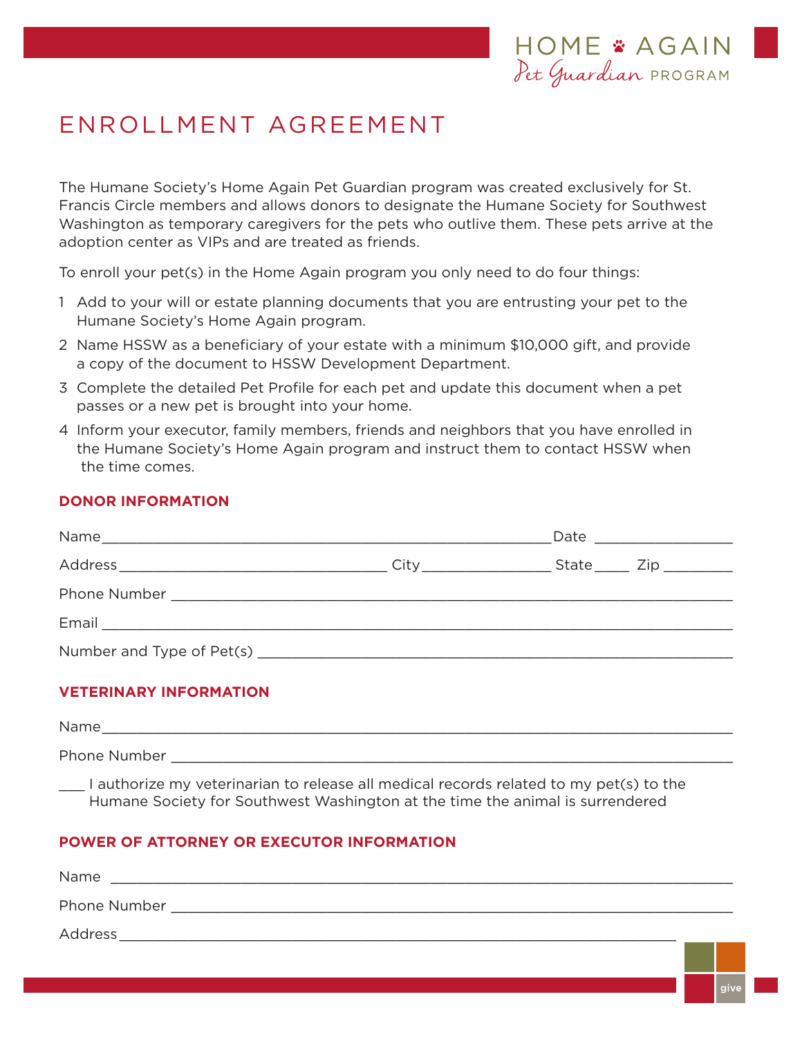HOME AGAIN
*Pet Guardian* PROGRAM

# ENROLLMENT AGREEMENT

The Humane Society's Home Again Pet Guardian program was created exclusively for St. Francis Circle members and allows donors to designate the Humane Society for Southwest Washington as temporary caregivers for the pets who outlive them. These pets arrive at the adoption center as VIPs and are treated as friends.

To enroll your pet(s) in the Home Again program you only need to do four things:

1. Add to your will or estate planning documents that you are entrusting your pet to the Humane Society's Home Again program.
2. Name HSSW as a beneficiary of your estate with a minimum $10,000 gift, and provide a copy of the document to HSSW Development Department.
3. Complete the detailed Pet Profile for each pet and update this document when a pet passes or a new pet is brought into your home.
4. Inform your executor, family members, friends and neighbors that you have enrolled in the Humane Society's Home Again program and instruct them to contact HSSW when the time comes.

## DONOR INFORMATION

Name_______________________________________________ Date _______________

Address_____________________________ City______________ State____ Zip ________

Phone Number ______________________________________________________________

Email ____________________________________________________________________

Number and Type of Pet(s) ___________________________________________________

## VETERINARY INFORMATION

Name_____________________________________________________________________

Phone Number ______________________________________________________________

___ I authorize my veterinarian to release all medical records related to my pet(s) to the Humane Society for Southwest Washington at the time the animal is surrendered

## POWER OF ATTORNEY OR EXECUTOR INFORMATION

Name ____________________________________________________________________

Phone Number ______________________________________________________________

Address__________________________________________________________________

give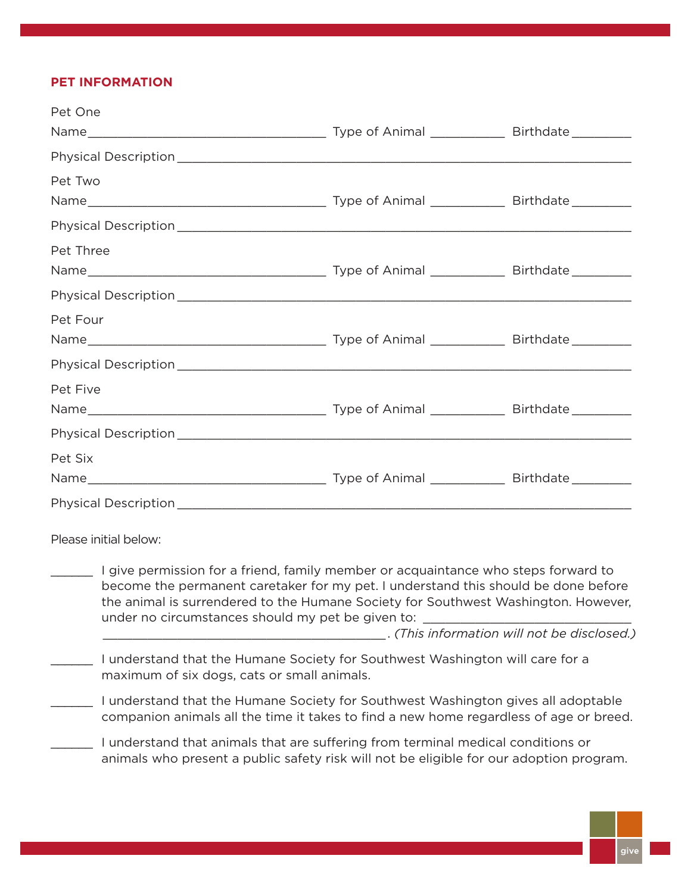## PET INFORMATION

Pet One

Name\_\_\_\_\_\_\_\_\_\_\_\_\_\_\_\_\_\_\_\_\_\_\_\_\_\_\_\_\_\_\_\_\_\_ Type of Animal \_\_\_\_\_\_\_\_\_\_\_ Birthdate \_\_\_\_\_\_\_\_\_

Physical Description \_\_\_\_\_\_\_\_\_\_\_\_\_\_\_\_\_\_\_\_\_\_\_\_\_\_\_\_\_\_\_\_\_\_\_\_\_\_\_\_\_\_\_\_\_\_\_\_\_\_\_\_\_\_\_\_\_\_\_\_\_\_

Pet Two

Name\_\_\_\_\_\_\_\_\_\_\_\_\_\_\_\_\_\_\_\_\_\_\_\_\_\_\_\_\_\_\_\_\_\_ Type of Animal \_\_\_\_\_\_\_\_\_\_\_ Birthdate \_\_\_\_\_\_\_\_\_

Physical Description \_\_\_\_\_\_\_\_\_\_\_\_\_\_\_\_\_\_\_\_\_\_\_\_\_\_\_\_\_\_\_\_\_\_\_\_\_\_\_\_\_\_\_\_\_\_\_\_\_\_\_\_\_\_\_\_\_\_\_\_\_\_

Pet Three

Name\_\_\_\_\_\_\_\_\_\_\_\_\_\_\_\_\_\_\_\_\_\_\_\_\_\_\_\_\_\_\_\_\_\_ Type of Animal \_\_\_\_\_\_\_\_\_\_\_ Birthdate \_\_\_\_\_\_\_\_\_

Physical Description \_\_\_\_\_\_\_\_\_\_\_\_\_\_\_\_\_\_\_\_\_\_\_\_\_\_\_\_\_\_\_\_\_\_\_\_\_\_\_\_\_\_\_\_\_\_\_\_\_\_\_\_\_\_\_\_\_\_\_\_\_\_

Pet Four

Name\_\_\_\_\_\_\_\_\_\_\_\_\_\_\_\_\_\_\_\_\_\_\_\_\_\_\_\_\_\_\_\_\_\_ Type of Animal \_\_\_\_\_\_\_\_\_\_\_ Birthdate \_\_\_\_\_\_\_\_\_

Physical Description \_\_\_\_\_\_\_\_\_\_\_\_\_\_\_\_\_\_\_\_\_\_\_\_\_\_\_\_\_\_\_\_\_\_\_\_\_\_\_\_\_\_\_\_\_\_\_\_\_\_\_\_\_\_\_\_\_\_\_\_\_\_

Pet Five

Name\_\_\_\_\_\_\_\_\_\_\_\_\_\_\_\_\_\_\_\_\_\_\_\_\_\_\_\_\_\_\_\_\_\_ Type of Animal \_\_\_\_\_\_\_\_\_\_\_ Birthdate \_\_\_\_\_\_\_\_\_

Physical Description \_\_\_\_\_\_\_\_\_\_\_\_\_\_\_\_\_\_\_\_\_\_\_\_\_\_\_\_\_\_\_\_\_\_\_\_\_\_\_\_\_\_\_\_\_\_\_\_\_\_\_\_\_\_\_\_\_\_\_\_\_\_

Pet Six

Name\_\_\_\_\_\_\_\_\_\_\_\_\_\_\_\_\_\_\_\_\_\_\_\_\_\_\_\_\_\_\_\_\_\_ Type of Animal \_\_\_\_\_\_\_\_\_\_\_ Birthdate \_\_\_\_\_\_\_\_\_

Physical Description \_\_\_\_\_\_\_\_\_\_\_\_\_\_\_\_\_\_\_\_\_\_\_\_\_\_\_\_\_\_\_\_\_\_\_\_\_\_\_\_\_\_\_\_\_\_\_\_\_\_\_\_\_\_\_\_\_\_\_\_\_\_

Please initial below:

\_\_\_\_\_\_ I give permission for a friend, family member or acquaintance who steps forward to become the permanent caretaker for my pet. I understand this should be done before the animal is surrendered to the Humane Society for Southwest Washington. However, under no circumstances should my pet be given to: \_\_\_\_\_\_\_\_\_\_\_\_\_\_\_\_\_\_\_\_\_\_\_\_\_\_\_\_\_\_ \_\_\_\_\_\_\_\_\_\_\_\_\_\_\_\_\_\_\_\_\_\_\_\_\_\_\_\_\_\_\_\_\_\_\_\_\_\_\_\_\_. *(This information will not be disclosed.)*

\_\_\_\_\_\_ I understand that the Humane Society for Southwest Washington will care for a maximum of six dogs, cats or small animals.

\_\_\_\_\_\_ I understand that the Humane Society for Southwest Washington gives all adoptable companion animals all the time it takes to find a new home regardless of age or breed.

\_\_\_\_\_\_ I understand that animals that are suffering from terminal medical conditions or animals who present a public safety risk will not be eligible for our adoption program.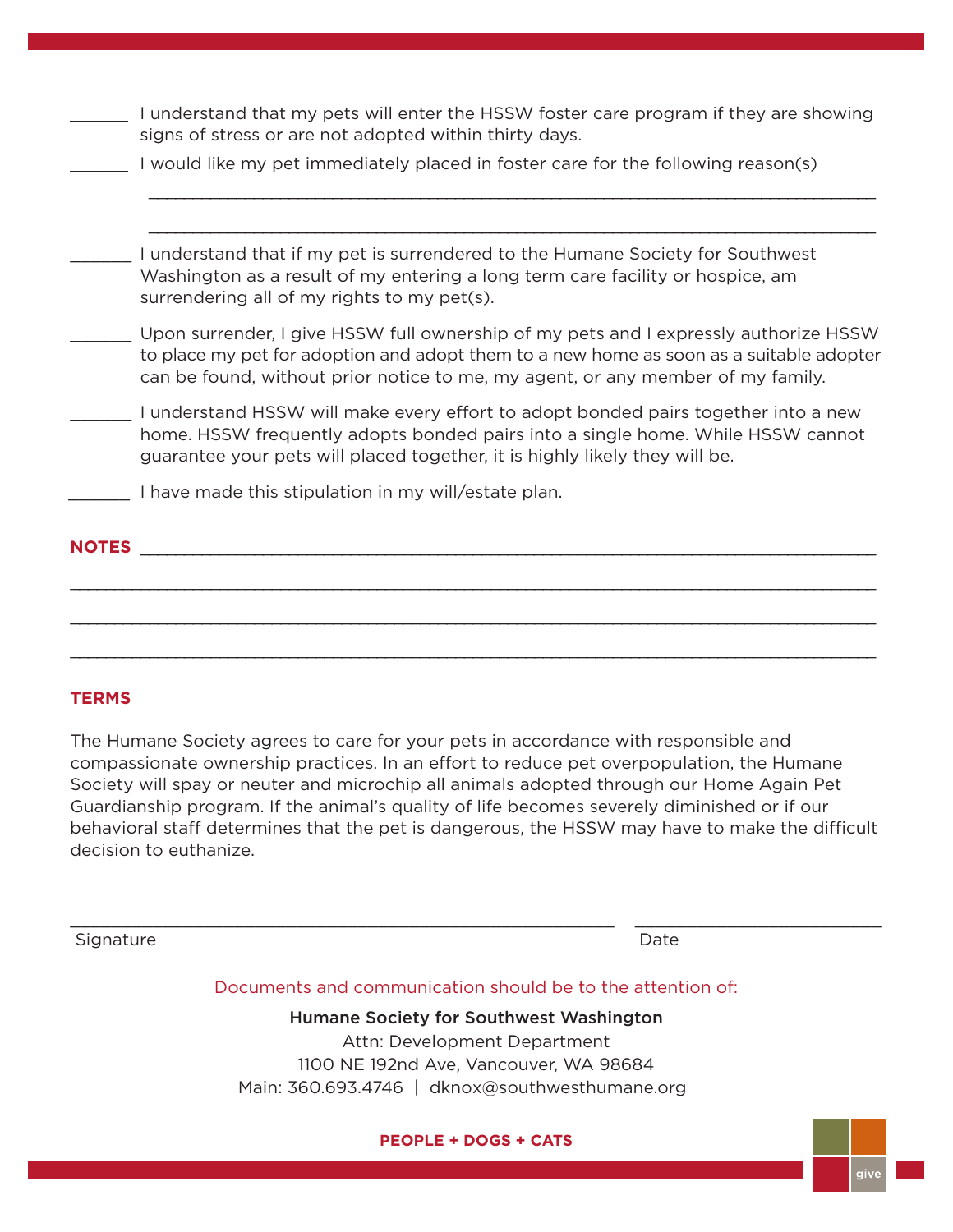______ I understand that my pets will enter the HSSW foster care program if they are showing signs of stress or are not adopted within thirty days.

______ I would like my pet immediately placed in foster care for the following reason(s)

________________________________________________________________________________

________________________________________________________________________________

______ I understand that if my pet is surrendered to the Humane Society for Southwest Washington as a result of my entering a long term care facility or hospice, am surrendering all of my rights to my pet(s).

______ Upon surrender, I give HSSW full ownership of my pets and I expressly authorize HSSW to place my pet for adoption and adopt them to a new home as soon as a suitable adopter can be found, without prior notice to me, my agent, or any member of my family.

______ I understand HSSW will make every effort to adopt bonded pairs together into a new home. HSSW frequently adopts bonded pairs into a single home. While HSSW cannot guarantee your pets will placed together, it is highly likely they will be.

______ I have made this stipulation in my will/estate plan.

**NOTES** ________________________________________________________________________

________________________________________________________________________________

________________________________________________________________________________

________________________________________________________________________________

**TERMS**

The Humane Society agrees to care for your pets in accordance with responsible and compassionate ownership practices. In an effort to reduce pet overpopulation, the Humane Society will spay or neuter and microchip all animals adopted through our Home Again Pet Guardianship program. If the animal's quality of life becomes severely diminished or if our behavioral staff determines that the pet is dangerous, the HSSW may have to make the difficult decision to euthanize.

______________________________________________________ ________________________

Signature Date

Documents and communication should be to the attention of:

**Humane Society for Southwest Washington**
Attn: Development Department
1100 NE 192nd Ave, Vancouver, WA 98684
Main: 360.693.4746 | dknox@southwesthumane.org

**PEOPLE + DOGS + CATS**

give